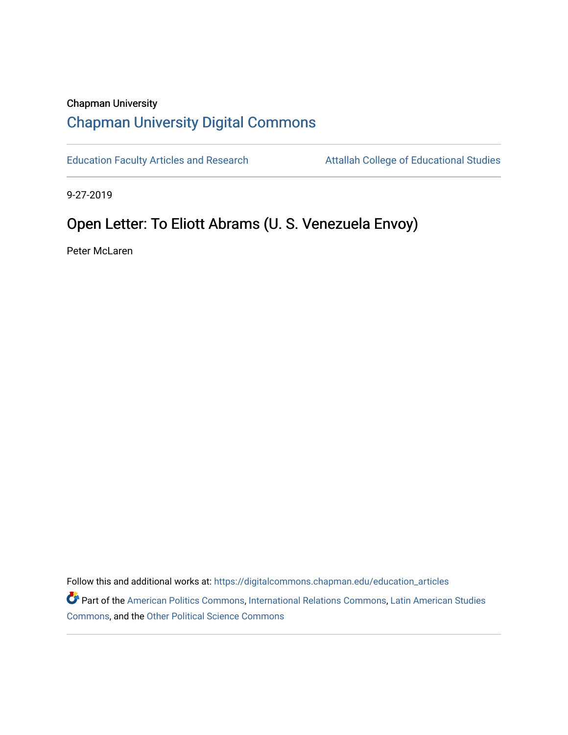Chapman University

# Chapman University Digital Commons

Education Faculty Articles and Research

Attallah College of Educational Studies

9-27-2019

## Open Letter: To Eliott Abrams (U. S. Venezuela Envoy)

Peter McLaren

Follow this and additional works at: https://digitalcommons.chapman.edu/education_articles

Part of the American Politics Commons, International Relations Commons, Latin American Studies Commons, and the Other Political Science Commons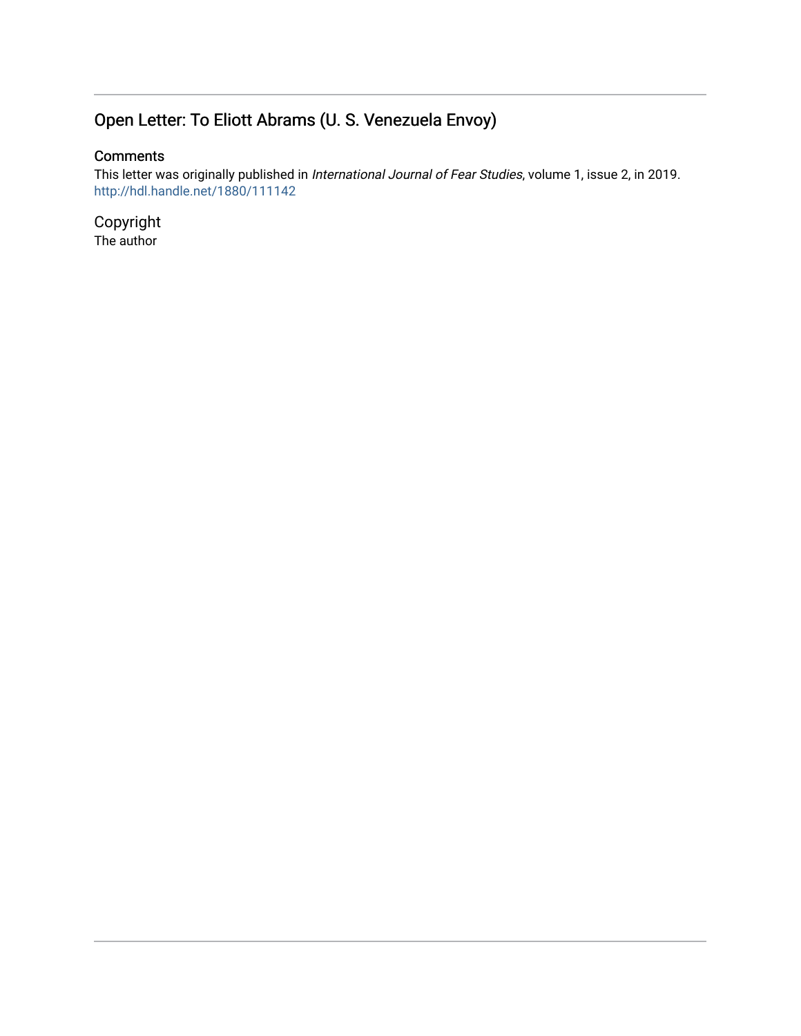## Open Letter: To Eliott Abrams (U. S. Venezuela Envoy)

### Comments

This letter was originally published in *International Journal of Fear Studies*, volume 1, issue 2, in 2019. http://hdl.handle.net/1880/111142

### Copyright

The author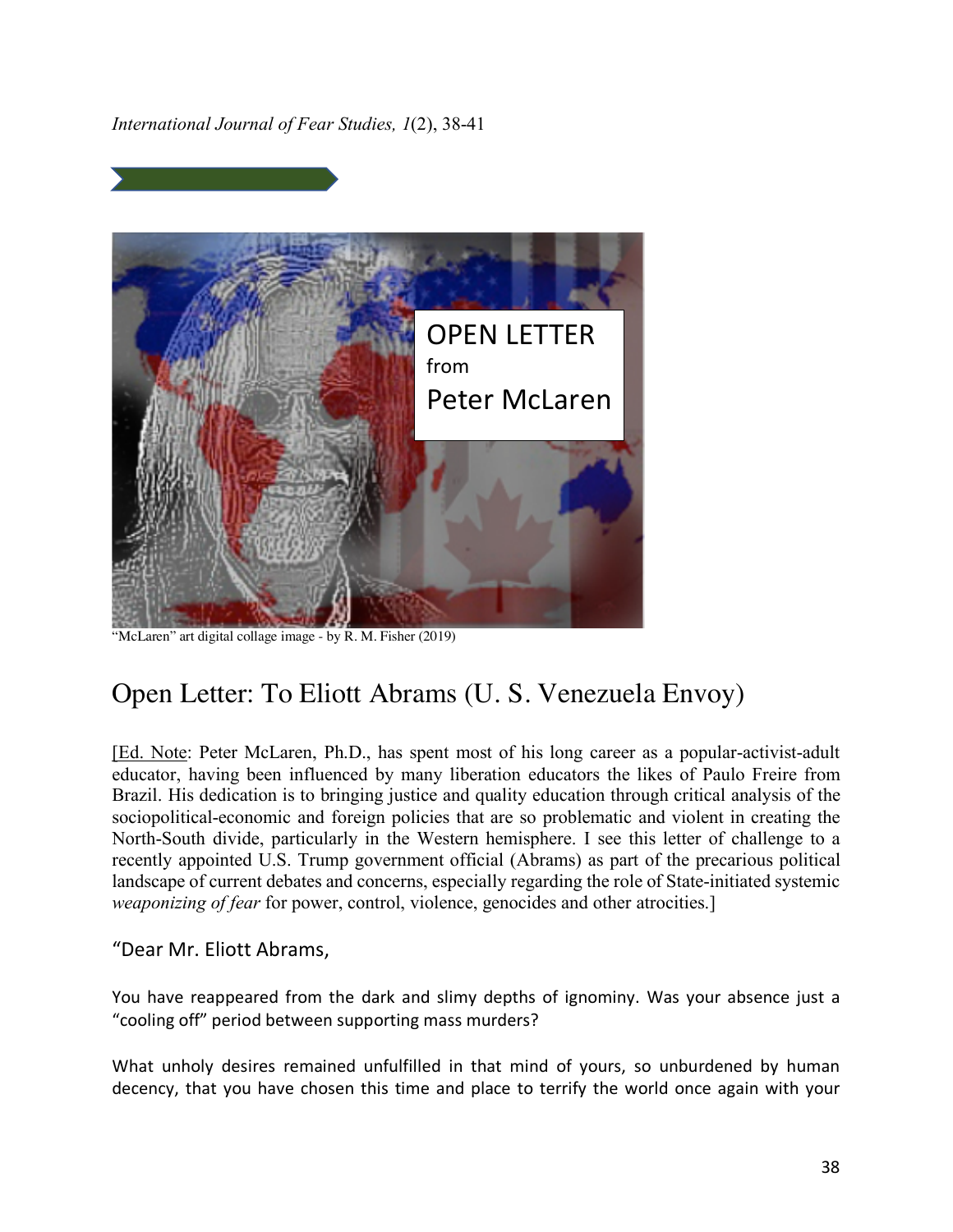“McLaren” art digital collage image - by R. M. Fisher (2019)

# Open Letter: To Eliott Abrams (U. S. Venezuela Envoy)

[Ed. Note: Peter McLaren, Ph.D., has spent most of his long career as a popular-activist-adult educator, having been influenced by many liberation educators the likes of Paulo Freire from Brazil. His dedication is to bringing justice and quality education through critical analysis of the sociopolitical-economic and foreign policies that are so problematic and violent in creating the North-South divide, particularly in the Western hemisphere. I see this letter of challenge to a recently appointed U.S. Trump government official (Abrams) as part of the precarious political landscape of current debates and concerns, especially regarding the role of State-initiated systemic *weaponizing of fear* for power, control, violence, genocides and other atrocities.]

“Dear Mr. Eliott Abrams,

You have reappeared from the dark and slimy depths of ignominy. Was your absence just a “cooling off” period between supporting mass murders?

What unholy desires remained unfulfilled in that mind of yours, so unburdened by human decency, that you have chosen this time and place to terrify the world once again with your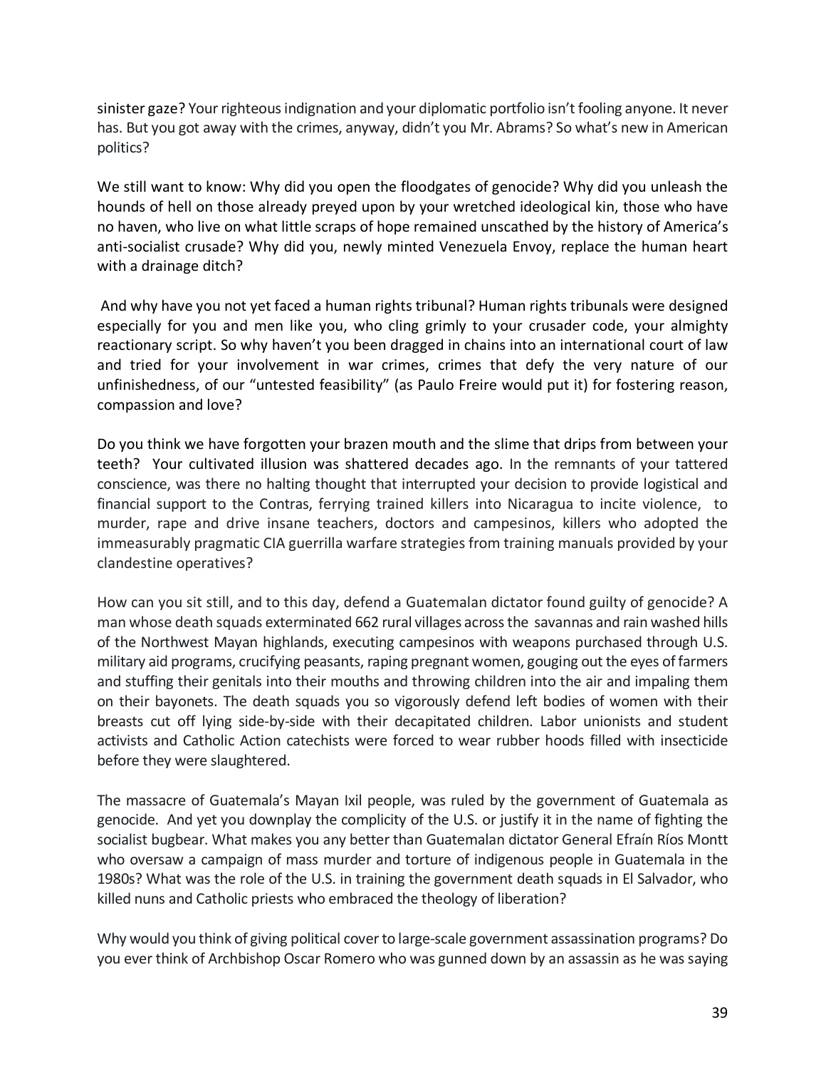sinister gaze? Your righteous indignation and your diplomatic portfolio isn't fooling anyone. It never has. But you got away with the crimes, anyway, didn't you Mr. Abrams? So what's new in American politics?

We still want to know: Why did you open the floodgates of genocide? Why did you unleash the hounds of hell on those already preyed upon by your wretched ideological kin, those who have no haven, who live on what little scraps of hope remained unscathed by the history of America's anti-socialist crusade? Why did you, newly minted Venezuela Envoy, replace the human heart with a drainage ditch?

And why have you not yet faced a human rights tribunal? Human rights tribunals were designed especially for you and men like you, who cling grimly to your crusader code, your almighty reactionary script. So why haven't you been dragged in chains into an international court of law and tried for your involvement in war crimes, crimes that defy the very nature of our unfinishedness, of our "untested feasibility" (as Paulo Freire would put it) for fostering reason, compassion and love?

Do you think we have forgotten your brazen mouth and the slime that drips from between your teeth? Your cultivated illusion was shattered decades ago. In the remnants of your tattered conscience, was there no halting thought that interrupted your decision to provide logistical and financial support to the Contras, ferrying trained killers into Nicaragua to incite violence, to murder, rape and drive insane teachers, doctors and campesinos, killers who adopted the immeasurably pragmatic CIA guerrilla warfare strategies from training manuals provided by your clandestine operatives?

How can you sit still, and to this day, defend a Guatemalan dictator found guilty of genocide? A man whose death squads exterminated 662 rural villages across the savannas and rain washed hills of the Northwest Mayan highlands, executing campesinos with weapons purchased through U.S. military aid programs, crucifying peasants, raping pregnant women, gouging out the eyes of farmers and stuffing their genitals into their mouths and throwing children into the air and impaling them on their bayonets. The death squads you so vigorously defend left bodies of women with their breasts cut off lying side-by-side with their decapitated children. Labor unionists and student activists and Catholic Action catechists were forced to wear rubber hoods filled with insecticide before they were slaughtered.

The massacre of Guatemala's Mayan Ixil people, was ruled by the government of Guatemala as genocide. And yet you downplay the complicity of the U.S. or justify it in the name of fighting the socialist bugbear. What makes you any better than Guatemalan dictator General Efraín Ríos Montt who oversaw a campaign of mass murder and torture of indigenous people in Guatemala in the 1980s? What was the role of the U.S. in training the government death squads in El Salvador, who killed nuns and Catholic priests who embraced the theology of liberation?

Why would you think of giving political cover to large-scale government assassination programs? Do you ever think of Archbishop Oscar Romero who was gunned down by an assassin as he was saying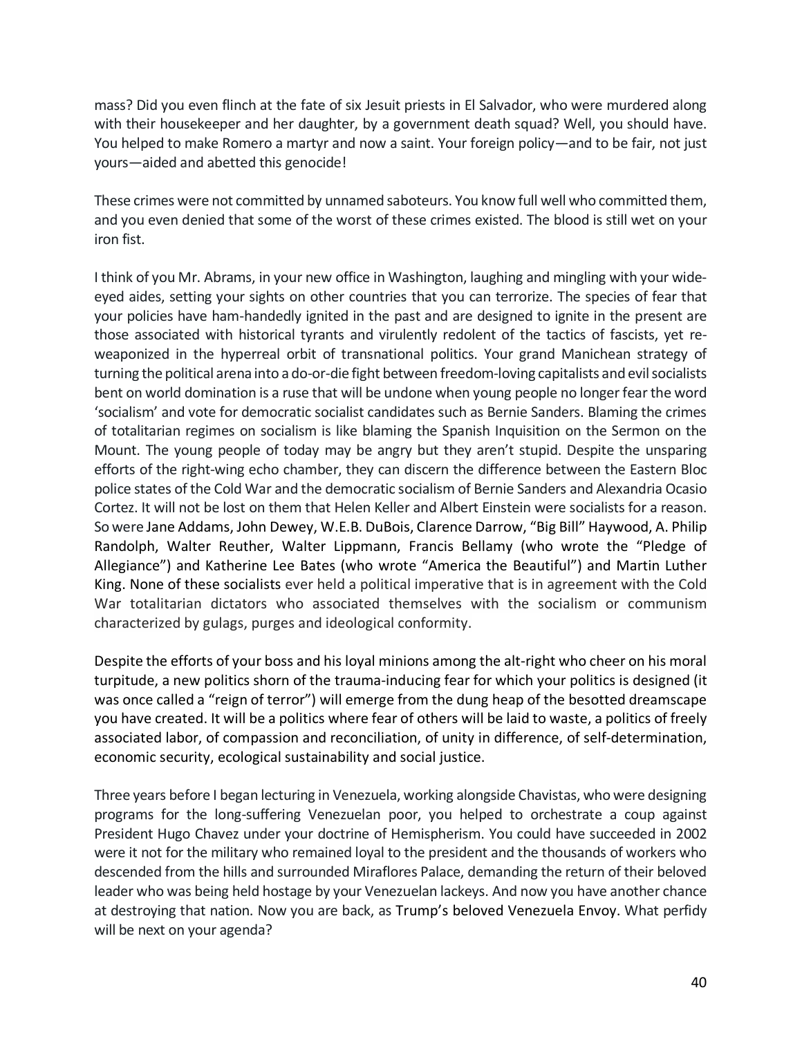mass? Did you even flinch at the fate of six Jesuit priests in El Salvador, who were murdered along with their housekeeper and her daughter, by a government death squad? Well, you should have. You helped to make Romero a martyr and now a saint. Your foreign policy—and to be fair, not just yours—aided and abetted this genocide!

These crimes were not committed by unnamed saboteurs. You know full well who committed them, and you even denied that some of the worst of these crimes existed. The blood is still wet on your iron fist.

I think of you Mr. Abrams, in your new office in Washington, laughing and mingling with your wide-eyed aides, setting your sights on other countries that you can terrorize. The species of fear that your policies have ham-handedly ignited in the past and are designed to ignite in the present are those associated with historical tyrants and virulently redolent of the tactics of fascists, yet re-weaponized in the hyperreal orbit of transnational politics. Your grand Manichean strategy of turning the political arena into a do-or-die fight between freedom-loving capitalists and evil socialists bent on world domination is a ruse that will be undone when young people no longer fear the word 'socialism' and vote for democratic socialist candidates such as Bernie Sanders. Blaming the crimes of totalitarian regimes on socialism is like blaming the Spanish Inquisition on the Sermon on the Mount. The young people of today may be angry but they aren't stupid. Despite the unsparing efforts of the right-wing echo chamber, they can discern the difference between the Eastern Bloc police states of the Cold War and the democratic socialism of Bernie Sanders and Alexandria Ocasio Cortez. It will not be lost on them that Helen Keller and Albert Einstein were socialists for a reason. So were Jane Addams, John Dewey, W.E.B. DuBois, Clarence Darrow, "Big Bill" Haywood, A. Philip Randolph, Walter Reuther, Walter Lippmann, Francis Bellamy (who wrote the "Pledge of Allegiance") and Katherine Lee Bates (who wrote "America the Beautiful") and Martin Luther King. None of these socialists ever held a political imperative that is in agreement with the Cold War totalitarian dictators who associated themselves with the socialism or communism characterized by gulags, purges and ideological conformity.

Despite the efforts of your boss and his loyal minions among the alt-right who cheer on his moral turpitude, a new politics shorn of the trauma-inducing fear for which your politics is designed (it was once called a "reign of terror") will emerge from the dung heap of the besotted dreamscape you have created. It will be a politics where fear of others will be laid to waste, a politics of freely associated labor, of compassion and reconciliation, of unity in difference, of self-determination, economic security, ecological sustainability and social justice.

Three years before I began lecturing in Venezuela, working alongside Chavistas, who were designing programs for the long-suffering Venezuelan poor, you helped to orchestrate a coup against President Hugo Chavez under your doctrine of Hemispherism. You could have succeeded in 2002 were it not for the military who remained loyal to the president and the thousands of workers who descended from the hills and surrounded Miraflores Palace, demanding the return of their beloved leader who was being held hostage by your Venezuelan lackeys. And now you have another chance at destroying that nation. Now you are back, as Trump's beloved Venezuela Envoy. What perfidy will be next on your agenda?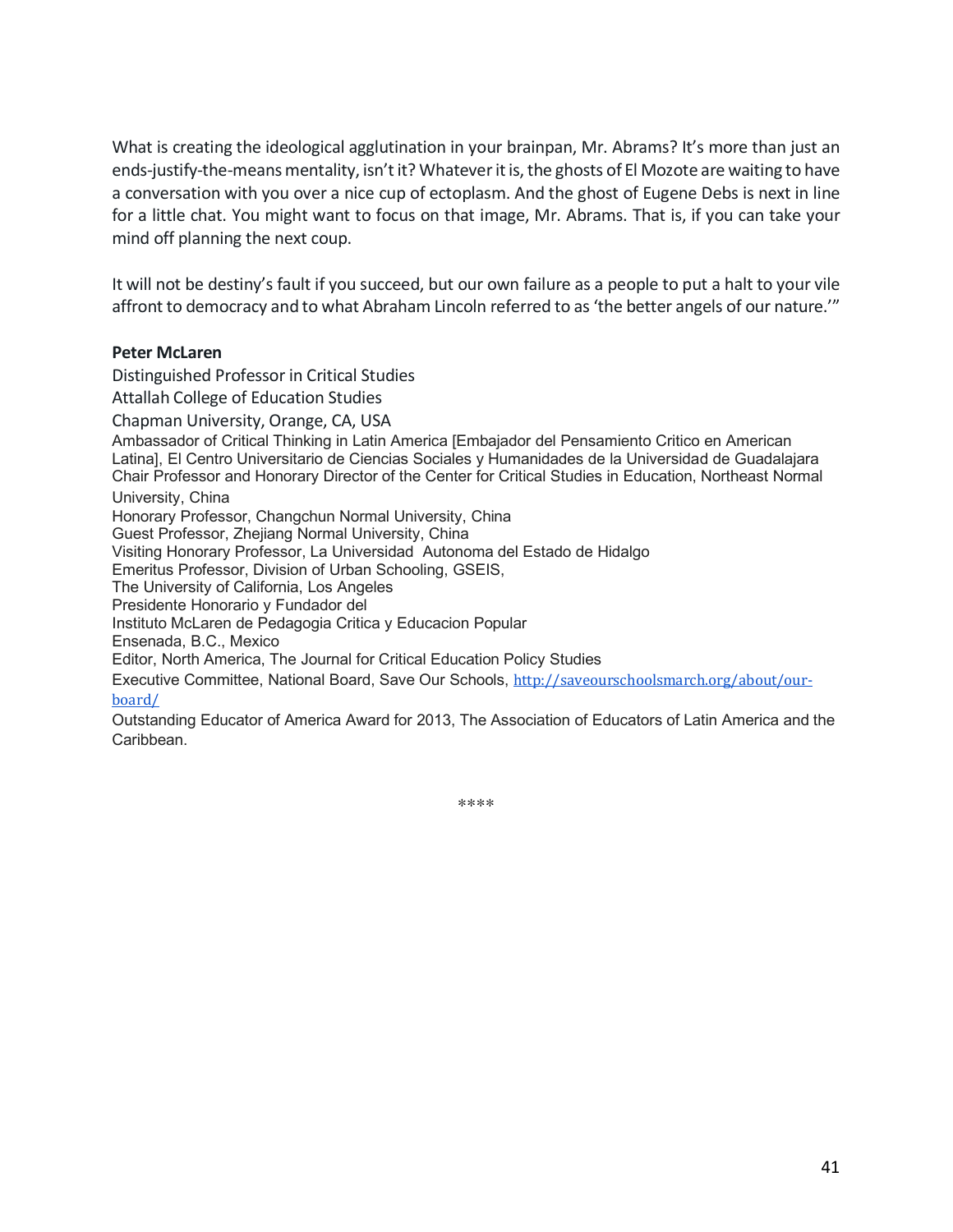What is creating the ideological agglutination in your brainpan, Mr. Abrams? It's more than just an ends-justify-the-means mentality, isn't it? Whatever it is, the ghosts of El Mozote are waiting to have a conversation with you over a nice cup of ectoplasm. And the ghost of Eugene Debs is next in line for a little chat. You might want to focus on that image, Mr. Abrams. That is, if you can take your mind off planning the next coup.

It will not be destiny's fault if you succeed, but our own failure as a people to put a halt to your vile affront to democracy and to what Abraham Lincoln referred to as 'the better angels of our nature.'"

**Peter McLaren**

Distinguished Professor in Critical Studies
Attallah College of Education Studies
Chapman University, Orange, CA, USA
Ambassador of Critical Thinking in Latin America [Embajador del Pensamiento Critico en American Latina], El Centro Universitario de Ciencias Sociales y Humanidades de la Universidad de Guadalajara
Chair Professor and Honorary Director of the Center for Critical Studies in Education, Northeast Normal University, China
Honorary Professor, Changchun Normal University, China
Guest Professor, Zhejiang Normal University, China
Visiting Honorary Professor, La Universidad Autonoma del Estado de Hidalgo
Emeritus Professor, Division of Urban Schooling, GSEIS,
The University of California, Los Angeles
Presidente Honorario y Fundador del
Instituto McLaren de Pedagogia Critica y Educacion Popular
Ensenada, B.C., Mexico
Editor, North America, The Journal for Critical Education Policy Studies
Executive Committee, National Board, Save Our Schools, http://saveourschoolsmarch.org/about/our-board/
Outstanding Educator of America Award for 2013, The Association of Educators of Latin America and the Caribbean.

****